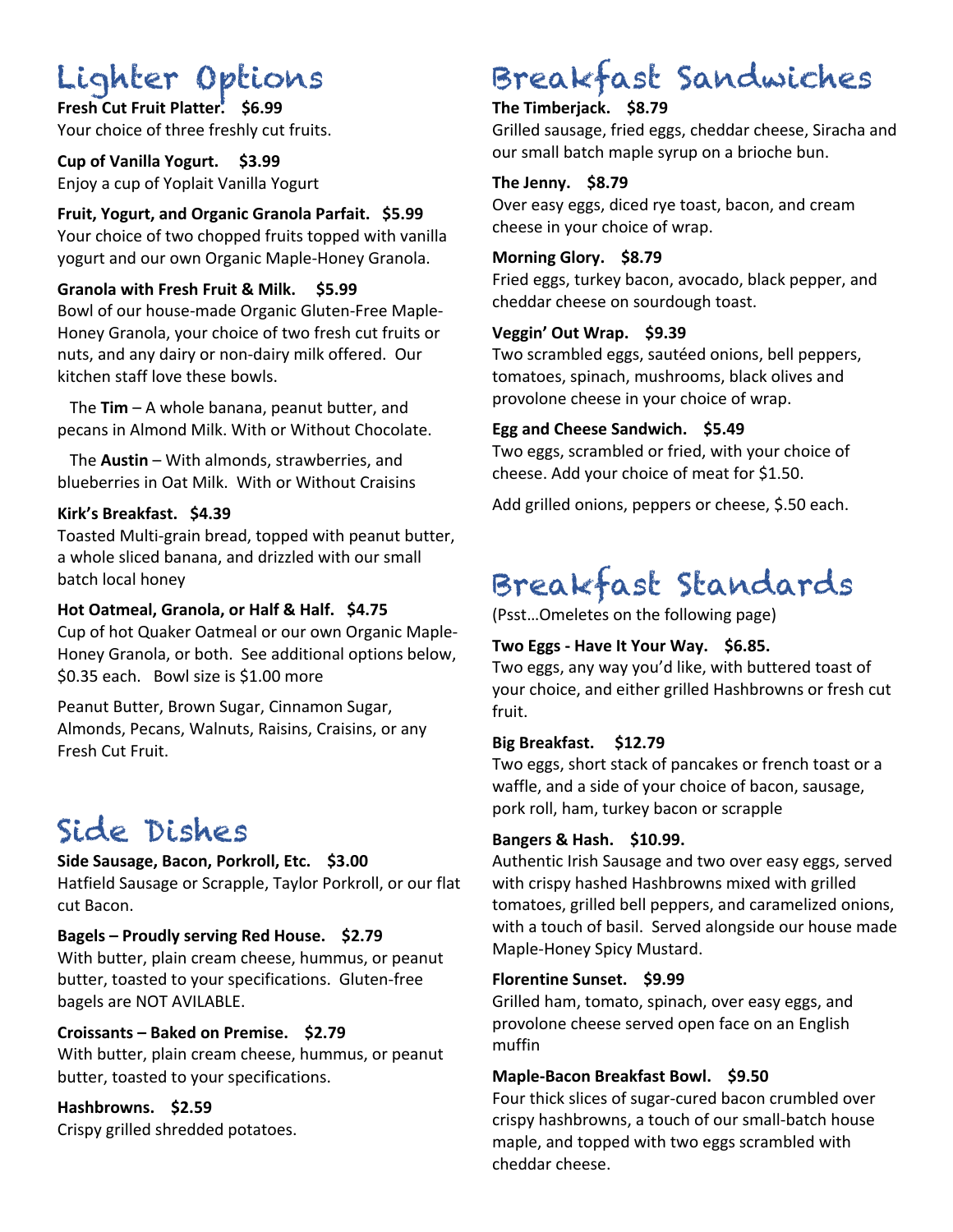# Lighter Options

**Fresh Cut Fruit Platter. $6.99**
Your choice of three freshly cut fruits.

**Cup of Vanilla Yogurt. $3.99**
Enjoy a cup of Yoplait Vanilla Yogurt

**Fruit, Yogurt, and Organic Granola Parfait. $5.99**
Your choice of two chopped fruits topped with vanilla yogurt and our own Organic Maple-Honey Granola.

**Granola with Fresh Fruit & Milk. $5.99**
Bowl of our house-made Organic Gluten-Free Maple-Honey Granola, your choice of two fresh cut fruits or nuts, and any dairy or non-dairy milk offered. Our kitchen staff love these bowls.

The **Tim** – A whole banana, peanut butter, and pecans in Almond Milk. With or Without Chocolate.

The **Austin** – With almonds, strawberries, and blueberries in Oat Milk. With or Without Craisins

**Kirk's Breakfast. $4.39**
Toasted Multi-grain bread, topped with peanut butter, a whole sliced banana, and drizzled with our small batch local honey

**Hot Oatmeal, Granola, or Half & Half. $4.75**
Cup of hot Quaker Oatmeal or our own Organic Maple-Honey Granola, or both. See additional options below, $0.35 each. Bowl size is $1.00 more

Peanut Butter, Brown Sugar, Cinnamon Sugar, Almonds, Pecans, Walnuts, Raisins, Craisins, or any Fresh Cut Fruit.

# Side Dishes

**Side Sausage, Bacon, Porkroll, Etc. $3.00**
Hatfield Sausage or Scrapple, Taylor Porkroll, or our flat cut Bacon.

**Bagels – Proudly serving Red House. $2.79**
With butter, plain cream cheese, hummus, or peanut butter, toasted to your specifications. Gluten-free bagels are NOT AVILABLE.

**Croissants – Baked on Premise. $2.79**
With butter, plain cream cheese, hummus, or peanut butter, toasted to your specifications.

**Hashbrowns. $2.59**
Crispy grilled shredded potatoes.

# Breakfast Sandwiches

**The Timberjack. $8.79**
Grilled sausage, fried eggs, cheddar cheese, Siracha and our small batch maple syrup on a brioche bun.

**The Jenny. $8.79**
Over easy eggs, diced rye toast, bacon, and cream cheese in your choice of wrap.

**Morning Glory. $8.79**
Fried eggs, turkey bacon, avocado, black pepper, and cheddar cheese on sourdough toast.

**Veggin' Out Wrap. $9.39**
Two scrambled eggs, sautéed onions, bell peppers, tomatoes, spinach, mushrooms, black olives and provolone cheese in your choice of wrap.

**Egg and Cheese Sandwich. $5.49**
Two eggs, scrambled or fried, with your choice of cheese. Add your choice of meat for $1.50.

Add grilled onions, peppers or cheese, $.50 each.

# Breakfast Standards

(Psst…Omeletes on the following page)

**Two Eggs - Have It Your Way. $6.85.**
Two eggs, any way you'd like, with buttered toast of your choice, and either grilled Hashbrowns or fresh cut fruit.

**Big Breakfast. $12.79**
Two eggs, short stack of pancakes or french toast or a waffle, and a side of your choice of bacon, sausage, pork roll, ham, turkey bacon or scrapple

**Bangers & Hash. $10.99.**
Authentic Irish Sausage and two over easy eggs, served with crispy hashed Hashbrowns mixed with grilled tomatoes, grilled bell peppers, and caramelized onions, with a touch of basil. Served alongside our house made Maple-Honey Spicy Mustard.

**Florentine Sunset. $9.99**
Grilled ham, tomato, spinach, over easy eggs, and provolone cheese served open face on an English muffin

**Maple-Bacon Breakfast Bowl. $9.50**
Four thick slices of sugar-cured bacon crumbled over crispy hashbrowns, a touch of our small-batch house maple, and topped with two eggs scrambled with cheddar cheese.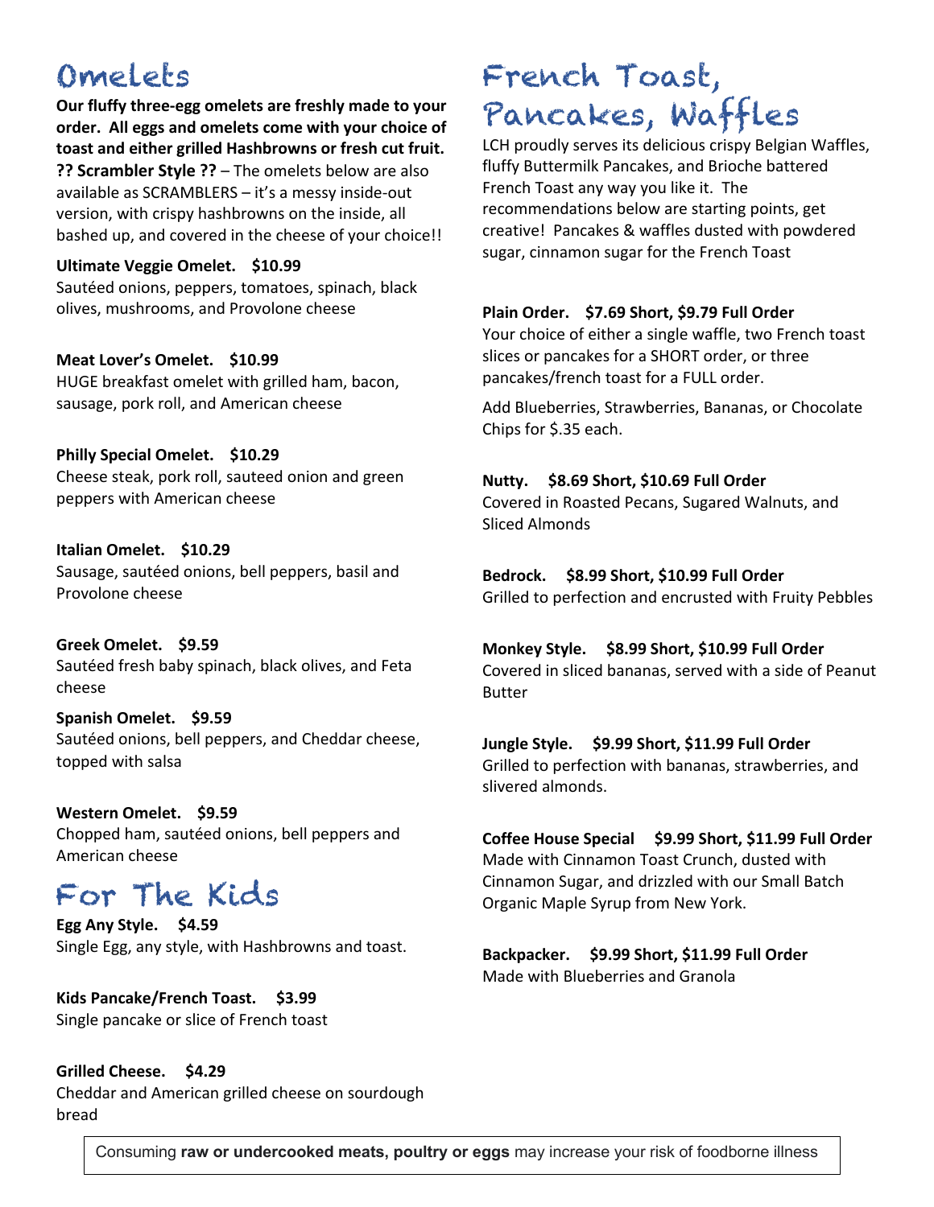# Omelets

**Our fluffy three-egg omelets are freshly made to your order. All eggs and omelets come with your choice of toast and either grilled Hashbrowns or fresh cut fruit.**

**?? Scrambler Style ??** – The omelets below are also available as SCRAMBLERS – it's a messy inside-out version, with crispy hashbrowns on the inside, all bashed up, and covered in the cheese of your choice!!

**Ultimate Veggie Omelet. $10.99**
Sautéed onions, peppers, tomatoes, spinach, black olives, mushrooms, and Provolone cheese

**Meat Lover's Omelet. $10.99**
HUGE breakfast omelet with grilled ham, bacon, sausage, pork roll, and American cheese

**Philly Special Omelet. $10.29**
Cheese steak, pork roll, sauteed onion and green peppers with American cheese

**Italian Omelet. $10.29**
Sausage, sautéed onions, bell peppers, basil and Provolone cheese

**Greek Omelet. $9.59**
Sautéed fresh baby spinach, black olives, and Feta cheese

**Spanish Omelet. $9.59**
Sautéed onions, bell peppers, and Cheddar cheese, topped with salsa

**Western Omelet. $9.59**
Chopped ham, sautéed onions, bell peppers and American cheese

# For The Kids

**Egg Any Style. $4.59**
Single Egg, any style, with Hashbrowns and toast.

**Kids Pancake/French Toast. $3.99**
Single pancake or slice of French toast

**Grilled Cheese. $4.29**
Cheddar and American grilled cheese on sourdough bread

# French Toast, Pancakes, Waffles

LCH proudly serves its delicious crispy Belgian Waffles, fluffy Buttermilk Pancakes, and Brioche battered French Toast any way you like it. The recommendations below are starting points, get creative! Pancakes & waffles dusted with powdered sugar, cinnamon sugar for the French Toast

**Plain Order. $7.69 Short, $9.79 Full Order**
Your choice of either a single waffle, two French toast slices or pancakes for a SHORT order, or three pancakes/french toast for a FULL order.

Add Blueberries, Strawberries, Bananas, or Chocolate Chips for $.35 each.

**Nutty. $8.69 Short, $10.69 Full Order**
Covered in Roasted Pecans, Sugared Walnuts, and Sliced Almonds

**Bedrock. $8.99 Short, $10.99 Full Order**
Grilled to perfection and encrusted with Fruity Pebbles

**Monkey Style. $8.99 Short, $10.99 Full Order**
Covered in sliced bananas, served with a side of Peanut Butter

**Jungle Style. $9.99 Short, $11.99 Full Order**
Grilled to perfection with bananas, strawberries, and slivered almonds.

**Coffee House Special $9.99 Short, $11.99 Full Order**
Made with Cinnamon Toast Crunch, dusted with Cinnamon Sugar, and drizzled with our Small Batch Organic Maple Syrup from New York.

**Backpacker. $9.99 Short, $11.99 Full Order**
Made with Blueberries and Granola

Consuming **raw or undercooked meats, poultry or eggs** may increase your risk of foodborne illness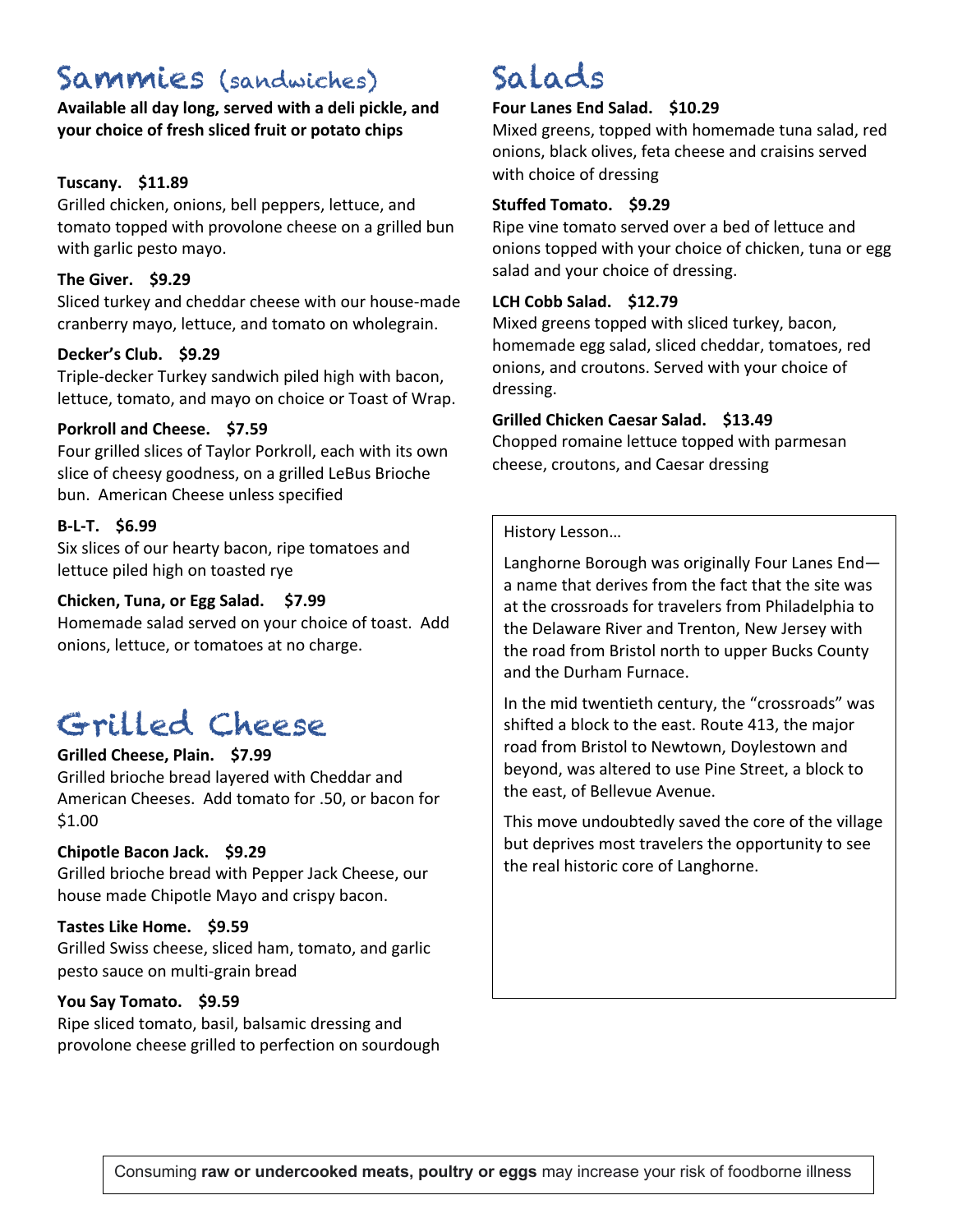## Sammies (sandwiches)

**Available all day long, served with a deli pickle, and your choice of fresh sliced fruit or potato chips**

**Tuscany. $11.89**
Grilled chicken, onions, bell peppers, lettuce, and tomato topped with provolone cheese on a grilled bun with garlic pesto mayo.

**The Giver. $9.29**
Sliced turkey and cheddar cheese with our house-made cranberry mayo, lettuce, and tomato on wholegrain.

**Decker's Club. $9.29**
Triple-decker Turkey sandwich piled high with bacon, lettuce, tomato, and mayo on choice or Toast of Wrap.

**Porkroll and Cheese. $7.59**
Four grilled slices of Taylor Porkroll, each with its own slice of cheesy goodness, on a grilled LeBus Brioche bun. American Cheese unless specified

**B-L-T. $6.99**
Six slices of our hearty bacon, ripe tomatoes and lettuce piled high on toasted rye

**Chicken, Tuna, or Egg Salad. $7.99**
Homemade salad served on your choice of toast. Add onions, lettuce, or tomatoes at no charge.

## Grilled Cheese

**Grilled Cheese, Plain. $7.99**
Grilled brioche bread layered with Cheddar and American Cheeses. Add tomato for .50, or bacon for $1.00

**Chipotle Bacon Jack. $9.29**
Grilled brioche bread with Pepper Jack Cheese, our house made Chipotle Mayo and crispy bacon.

**Tastes Like Home. $9.59**
Grilled Swiss cheese, sliced ham, tomato, and garlic pesto sauce on multi-grain bread

**You Say Tomato. $9.59**
Ripe sliced tomato, basil, balsamic dressing and provolone cheese grilled to perfection on sourdough

## Salads

**Four Lanes End Salad. $10.29**
Mixed greens, topped with homemade tuna salad, red onions, black olives, feta cheese and craisins served with choice of dressing

**Stuffed Tomato. $9.29**
Ripe vine tomato served over a bed of lettuce and onions topped with your choice of chicken, tuna or egg salad and your choice of dressing.

**LCH Cobb Salad. $12.79**
Mixed greens topped with sliced turkey, bacon, homemade egg salad, sliced cheddar, tomatoes, red onions, and croutons. Served with your choice of dressing.

**Grilled Chicken Caesar Salad. $13.49**
Chopped romaine lettuce topped with parmesan cheese, croutons, and Caesar dressing

History Lesson…

Langhorne Borough was originally Four Lanes End—a name that derives from the fact that the site was at the crossroads for travelers from Philadelphia to the Delaware River and Trenton, New Jersey with the road from Bristol north to upper Bucks County and the Durham Furnace.

In the mid twentieth century, the "crossroads" was shifted a block to the east. Route 413, the major road from Bristol to Newtown, Doylestown and beyond, was altered to use Pine Street, a block to the east, of Bellevue Avenue.

This move undoubtedly saved the core of the village but deprives most travelers the opportunity to see the real historic core of Langhorne.

Consuming **raw or undercooked meats, poultry or eggs** may increase your risk of foodborne illness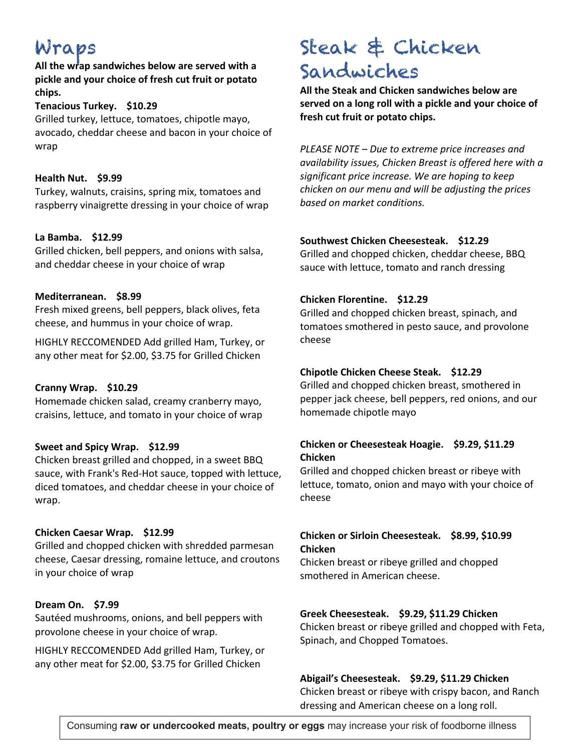# Wraps

**All the wrap sandwiches below are served with a pickle and your choice of fresh cut fruit or potato chips.**

**Tenacious Turkey. $10.29**
Grilled turkey, lettuce, tomatoes, chipotle mayo, avocado, cheddar cheese and bacon in your choice of wrap

**Health Nut. $9.99**
Turkey, walnuts, craisins, spring mix, tomatoes and raspberry vinaigrette dressing in your choice of wrap

**La Bamba. $12.99**
Grilled chicken, bell peppers, and onions with salsa, and cheddar cheese in your choice of wrap

**Mediterranean. $8.99**
Fresh mixed greens, bell peppers, black olives, feta cheese, and hummus in your choice of wrap.

HIGHLY RECCOMENDED Add grilled Ham, Turkey, or any other meat for $2.00, $3.75 for Grilled Chicken

**Cranny Wrap. $10.29**
Homemade chicken salad, creamy cranberry mayo, craisins, lettuce, and tomato in your choice of wrap

**Sweet and Spicy Wrap. $12.99**
Chicken breast grilled and chopped, in a sweet BBQ sauce, with Frank's Red-Hot sauce, topped with lettuce, diced tomatoes, and cheddar cheese in your choice of wrap.

**Chicken Caesar Wrap. $12.99**
Grilled and chopped chicken with shredded parmesan cheese, Caesar dressing, romaine lettuce, and croutons in your choice of wrap

**Dream On. $7.99**
Sautéed mushrooms, onions, and bell peppers with provolone cheese in your choice of wrap.

HIGHLY RECCOMENDED Add grilled Ham, Turkey, or any other meat for $2.00, $3.75 for Grilled Chicken

# Steak & Chicken Sandwiches

**All the Steak and Chicken sandwiches below are served on a long roll with a pickle and your choice of fresh cut fruit or potato chips.**

*PLEASE NOTE – Due to extreme price increases and availability issues, Chicken Breast is offered here with a significant price increase. We are hoping to keep chicken on our menu and will be adjusting the prices based on market conditions.*

**Southwest Chicken Cheesesteak. $12.29**
Grilled and chopped chicken, cheddar cheese, BBQ sauce with lettuce, tomato and ranch dressing

**Chicken Florentine. $12.29**
Grilled and chopped chicken breast, spinach, and tomatoes smothered in pesto sauce, and provolone cheese

**Chipotle Chicken Cheese Steak. $12.29**
Grilled and chopped chicken breast, smothered in pepper jack cheese, bell peppers, red onions, and our homemade chipotle mayo

**Chicken or Cheesesteak Hoagie. $9.29, $11.29 Chicken**
Grilled and chopped chicken breast or ribeye with lettuce, tomato, onion and mayo with your choice of cheese

**Chicken or Sirloin Cheesesteak. $8.99, $10.99 Chicken**
Chicken breast or ribeye grilled and chopped smothered in American cheese.

**Greek Cheesesteak. $9.29, $11.29 Chicken**
Chicken breast or ribeye grilled and chopped with Feta, Spinach, and Chopped Tomatoes.

**Abigail's Cheesesteak. $9.29, $11.29 Chicken**
Chicken breast or ribeye with crispy bacon, and Ranch dressing and American cheese on a long roll.

Consuming **raw or undercooked meats, poultry or eggs** may increase your risk of foodborne illness